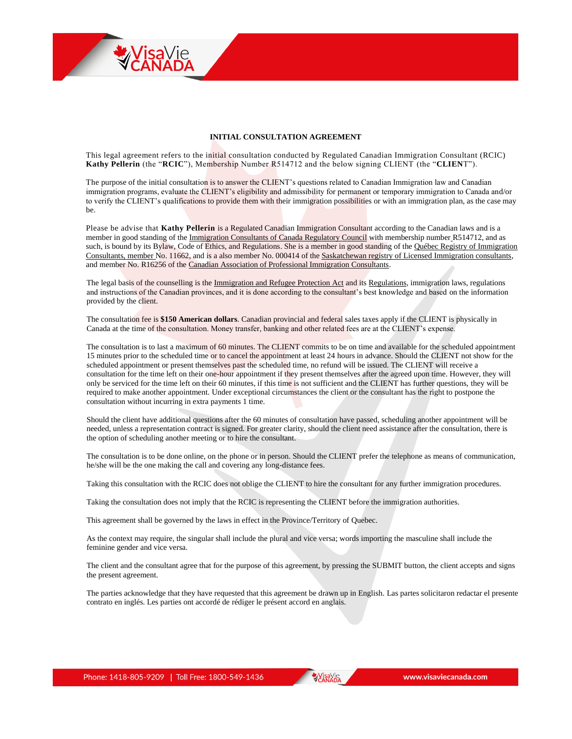# INITIAL CONSULTATION AGREEMENT

This legal agreement refers to the initial consultation conducted by Regulated Canadian Immigration Consultant (RCIC) **Kathy Pellerin** (the "**RCIC**"), Membership Number R514712 and the below signing CLIENT (the "**CLIENT**").

The purpose of the initial consultation is to answer the CLIENT's questions related to Canadian Immigration law and Canadian immigration programs, evaluate the CLIENT's eligibility and admissibility for permanent or temporary immigration to Canada and/or to verify the CLIENT's qualifications to provide them with their immigration possibilities or with an immigration plan, as the case may be.

Please be advise that **Kathy Pellerin** is a Regulated Canadian Immigration Consultant according to the Canadian laws and is a member in good standing of the Immigration Consultants of Canada Regulatory Council with membership number R514712, and as such, is bound by its Bylaw, Code of Ethics, and Regulations. She is a member in good standing of the Québec Registry of Immigration Consultants, member No. 11662, and is a also member No. 000414 of the Saskatchewan registry of Licensed Immigration consultants, and member No. R16256 of the Canadian Association of Professional Immigration Consultants.

The legal basis of the counselling is the Immigration and Refugee Protection Act and its Regulations, immigration laws, regulations and instructions of the Canadian provinces, and it is done according to the consultant's best knowledge and based on the information provided by the client.

The consultation fee is **$150 American dollars**. Canadian provincial and federal sales taxes apply if the CLIENT is physically in Canada at the time of the consultation. Money transfer, banking and other related fees are at the CLIENT's expense.

The consultation is to last a maximum of 60 minutes. The CLIENT commits to be on time and available for the scheduled appointment 15 minutes prior to the scheduled time or to cancel the appointment at least 24 hours in advance. Should the CLIENT not show for the scheduled appointment or present themselves past the scheduled time, no refund will be issued. The CLIENT will receive a consultation for the time left on their one-hour appointment if they present themselves after the agreed upon time. However, they will only be serviced for the time left on their 60 minutes, if this time is not sufficient and the CLIENT has further questions, they will be required to make another appointment. Under exceptional circumstances the client or the consultant has the right to postpone the consultation without incurring in extra payments 1 time.

Should the client have additional questions after the 60 minutes of consultation have passed, scheduling another appointment will be needed, unless a representation contract is signed. For greater clarity, should the client need assistance after the consultation, there is the option of scheduling another meeting or to hire the consultant.

The consultation is to be done online, on the phone or in person. Should the CLIENT prefer the telephone as means of communication, he/she will be the one making the call and covering any long-distance fees.

Taking this consultation with the RCIC does not oblige the CLIENT to hire the consultant for any further immigration procedures.

Taking the consultation does not imply that the RCIC is representing the CLIENT before the immigration authorities.

This agreement shall be governed by the laws in effect in the Province/Territory of Quebec.

As the context may require, the singular shall include the plural and vice versa; words importing the masculine shall include the feminine gender and vice versa.

The client and the consultant agree that for the purpose of this agreement, by pressing the SUBMIT button, the client accepts and signs the present agreement.

The parties acknowledge that they have requested that this agreement be drawn up in English. Las partes solicitaron redactar el presente contrato en inglés. Les parties ont accordé de rédiger le présent accord en anglais.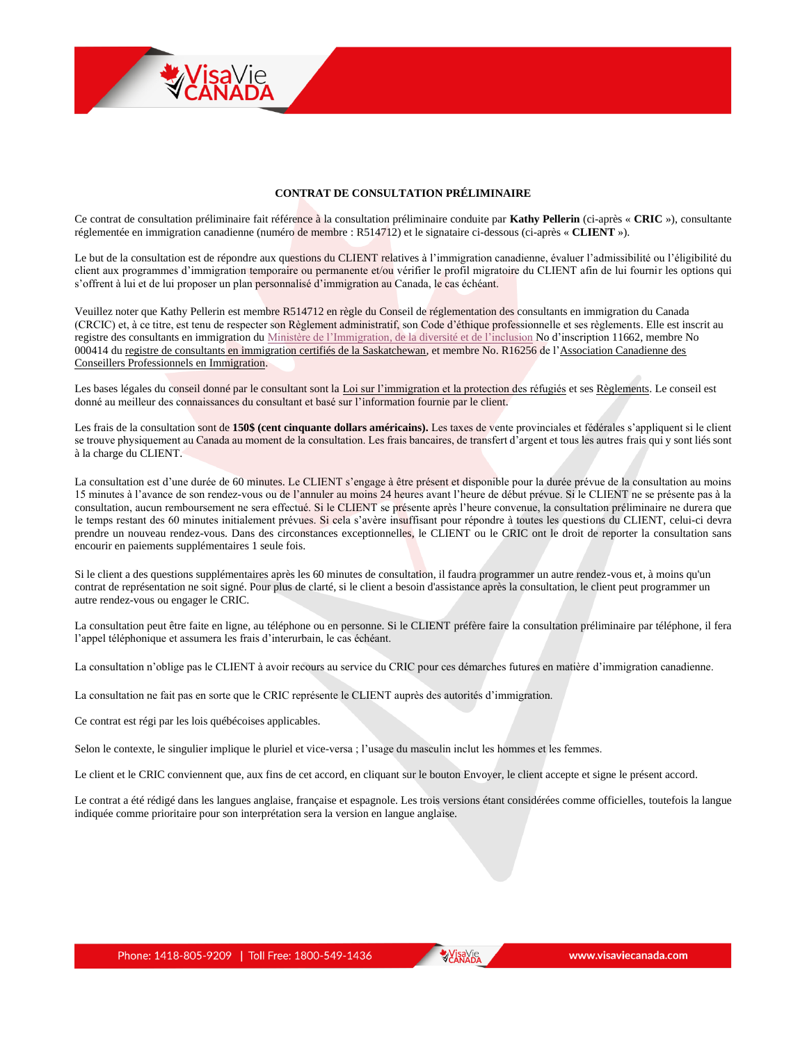**CONTRAT DE CONSULTATION PRÉLIMINAIRE**

Ce contrat de consultation préliminaire fait référence à la consultation préliminaire conduite par **Kathy Pellerin** (ci-après « **CRIC** »), consultante réglementée en immigration canadienne (numéro de membre : R514712) et le signataire ci-dessous (ci-après « **CLIENT** »).

Le but de la consultation est de répondre aux questions du CLIENT relatives à l'immigration canadienne, évaluer l'admissibilité ou l'éligibilité du client aux programmes d'immigration temporaire ou permanente et/ou vérifier le profil migratoire du CLIENT afin de lui fournir les options qui s'offrent à lui et de lui proposer un plan personnalisé d'immigration au Canada, le cas échéant.

Veuillez noter que Kathy Pellerin est membre R514712 en règle du Conseil de réglementation des consultants en immigration du Canada (CRCIC) et, à ce titre, est tenu de respecter son Règlement administratif, son Code d'éthique professionnelle et ses règlements. Elle est inscrit au registre des consultants en immigration du Ministère de l'Immigration, de la diversité et de l'inclusion No d'inscription 11662, membre No 000414 du registre de consultants en immigration certifiés de la Saskatchewan, et membre No. R16256 de l'Association Canadienne des Conseillers Professionnels en Immigration.

Les bases légales du conseil donné par le consultant sont la Loi sur l'immigration et la protection des réfugiés et ses Règlements. Le conseil est donné au meilleur des connaissances du consultant et basé sur l'information fournie par le client.

Les frais de la consultation sont de **150$ (cent cinquante dollars américains).** Les taxes de vente provinciales et fédérales s'appliquent si le client se trouve physiquement au Canada au moment de la consultation. Les frais bancaires, de transfert d'argent et tous les autres frais qui y sont liés sont à la charge du CLIENT.

La consultation est d'une durée de 60 minutes. Le CLIENT s'engage à être présent et disponible pour la durée prévue de la consultation au moins 15 minutes à l'avance de son rendez-vous ou de l'annuler au moins 24 heures avant l'heure de début prévue. Si le CLIENT ne se présente pas à la consultation, aucun remboursement ne sera effectué. Si le CLIENT se présente après l'heure convenue, la consultation préliminaire ne durera que le temps restant des 60 minutes initialement prévues. Si cela s'avère insuffisant pour répondre à toutes les questions du CLIENT, celui-ci devra prendre un nouveau rendez-vous. Dans des circonstances exceptionnelles, le CLIENT ou le CRIC ont le droit de reporter la consultation sans encourir en paiements supplémentaires 1 seule fois.

Si le client a des questions supplémentaires après les 60 minutes de consultation, il faudra programmer un autre rendez-vous et, à moins qu'un contrat de représentation ne soit signé. Pour plus de clarté, si le client a besoin d'assistance après la consultation, le client peut programmer un autre rendez-vous ou engager le CRIC.

La consultation peut être faite en ligne, au téléphone ou en personne. Si le CLIENT préfère faire la consultation préliminaire par téléphone, il fera l'appel téléphonique et assumera les frais d'interurbain, le cas échéant.

La consultation n'oblige pas le CLIENT à avoir recours au service du CRIC pour ces démarches futures en matière d'immigration canadienne.

La consultation ne fait pas en sorte que le CRIC représente le CLIENT auprès des autorités d'immigration.

Ce contrat est régi par les lois québécoises applicables.

Selon le contexte, le singulier implique le pluriel et vice-versa ; l'usage du masculin inclut les hommes et les femmes.

Le client et le CRIC conviennent que, aux fins de cet accord, en cliquant sur le bouton Envoyer, le client accepte et signe le présent accord.

Le contrat a été rédigé dans les langues anglaise, française et espagnole. Les trois versions étant considérées comme officielles, toutefois la langue indiquée comme prioritaire pour son interprétation sera la version en langue anglaise.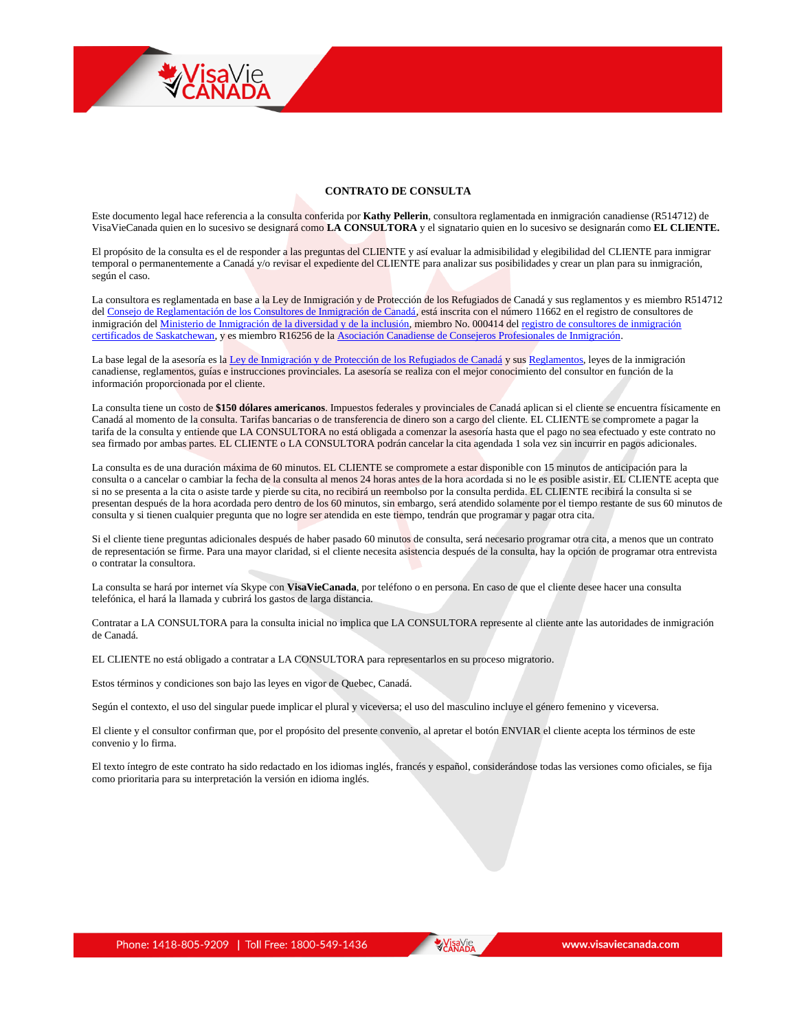## CONTRATO DE CONSULTA

Este documento legal hace referencia a la consulta conferida por **Kathy Pellerin**, consultora reglamentada en inmigración canadiense (R514712) de VisaVieCanada quien en lo sucesivo se designará como **LA CONSULTORA** y el signatario quien en lo sucesivo se designarán como **EL CLIENTE.**

El propósito de la consulta es el de responder a las preguntas del CLIENTE y así evaluar la admisibilidad y elegibilidad del CLIENTE para inmigrar temporal o permanentemente a Canadá y/o revisar el expediente del CLIENTE para analizar sus posibilidades y crear un plan para su inmigración, según el caso.

La consultora es reglamentada en base a la Ley de Inmigración y de Protección de los Refugiados de Canadá y sus reglamentos y es miembro R514712 del Consejo de Reglamentación de los Consultores de Inmigración de Canadá, está inscrita con el número 11662 en el registro de consultores de inmigración del Ministerio de Inmigración de la diversidad y de la inclusión, miembro No. 000414 del registro de consultores de inmigración certificados de Saskatchewan, y es miembro R16256 de la Asociación Canadiense de Consejeros Profesionales de Inmigración.

La base legal de la asesoría es la Ley de Inmigración y de Protección de los Refugiados de Canadá y sus Reglamentos, leyes de la inmigración canadiense, reglamentos, guías e instrucciones provinciales. La asesoría se realiza con el mejor conocimiento del consultor en función de la información proporcionada por el cliente.

La consulta tiene un costo de **$150 dólares americanos**. Impuestos federales y provinciales de Canadá aplican si el cliente se encuentra físicamente en Canadá al momento de la consulta. Tarifas bancarias o de transferencia de dinero son a cargo del cliente. EL CLIENTE se compromete a pagar la tarifa de la consulta y entiende que LA CONSULTORA no está obligada a comenzar la asesoría hasta que el pago no sea efectuado y este contrato no sea firmado por ambas partes. EL CLIENTE o LA CONSULTORA podrán cancelar la cita agendada 1 sola vez sin incurrir en pagos adicionales.

La consulta es de una duración máxima de 60 minutos. EL CLIENTE se compromete a estar disponible con 15 minutos de anticipación para la consulta o a cancelar o cambiar la fecha de la consulta al menos 24 horas antes de la hora acordada si no le es posible asistir. EL CLIENTE acepta que si no se presenta a la cita o asiste tarde y pierde su cita, no recibirá un reembolso por la consulta perdida. EL CLIENTE recibirá la consulta si se presentan después de la hora acordada pero dentro de los 60 minutos, sin embargo, será atendido solamente por el tiempo restante de sus 60 minutos de consulta y si tienen cualquier pregunta que no logre ser atendida en este tiempo, tendrán que programar y pagar otra cita.

Si el cliente tiene preguntas adicionales después de haber pasado 60 minutos de consulta, será necesario programar otra cita, a menos que un contrato de representación se firme. Para una mayor claridad, si el cliente necesita asistencia después de la consulta, hay la opción de programar otra entrevista o contratar la consultora.

La consulta se hará por internet vía Skype con **VisaVieCanada**, por teléfono o en persona. En caso de que el cliente desee hacer una consulta telefónica, el hará la llamada y cubrirá los gastos de larga distancia.

Contratar a LA CONSULTORA para la consulta inicial no implica que LA CONSULTORA represente al cliente ante las autoridades de inmigración de Canadá.

EL CLIENTE no está obligado a contratar a LA CONSULTORA para representarlos en su proceso migratorio.

Estos términos y condiciones son bajo las leyes en vigor de Quebec, Canadá.

Según el contexto, el uso del singular puede implicar el plural y viceversa; el uso del masculino incluye el género femenino y viceversa.

El cliente y el consultor confirman que, por el propósito del presente convenio, al apretar el botón ENVIAR el cliente acepta los términos de este convenio y lo firma.

El texto íntegro de este contrato ha sido redactado en los idiomas inglés, francés y español, considerándose todas las versiones como oficiales, se fija como prioritaria para su interpretación la versión en idioma inglés.